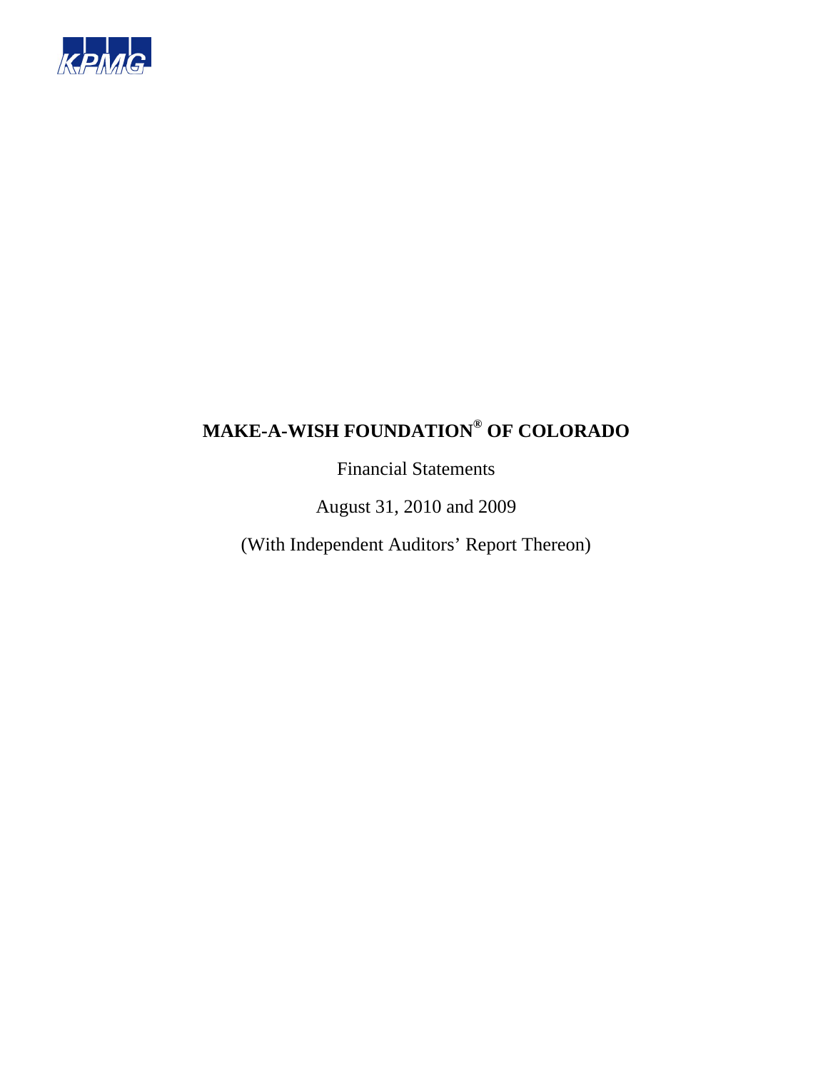KPMG

# MAKE-A-WISH FOUNDATION® OF COLORADO

Financial Statements

August 31, 2010 and 2009

(With Independent Auditors' Report Thereon)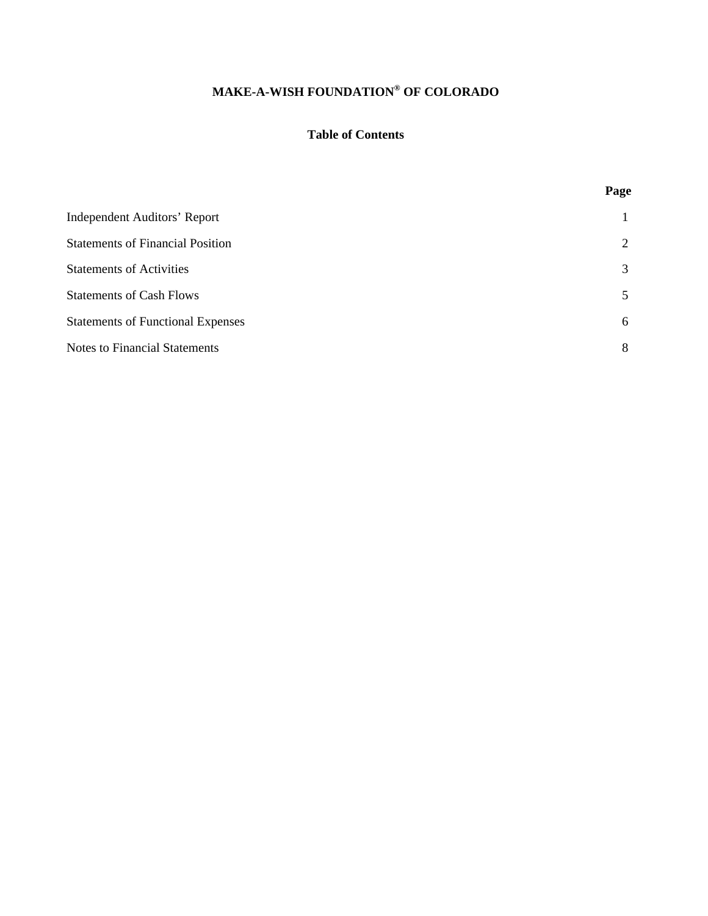# MAKE-A-WISH FOUNDATION® OF COLORADO

## Table of Contents

| | Page |
|---|---|
| Independent Auditors' Report | 1 |
| Statements of Financial Position | 2 |
| Statements of Activities | 3 |
| Statements of Cash Flows | 5 |
| Statements of Functional Expenses | 6 |
| Notes to Financial Statements | 8 |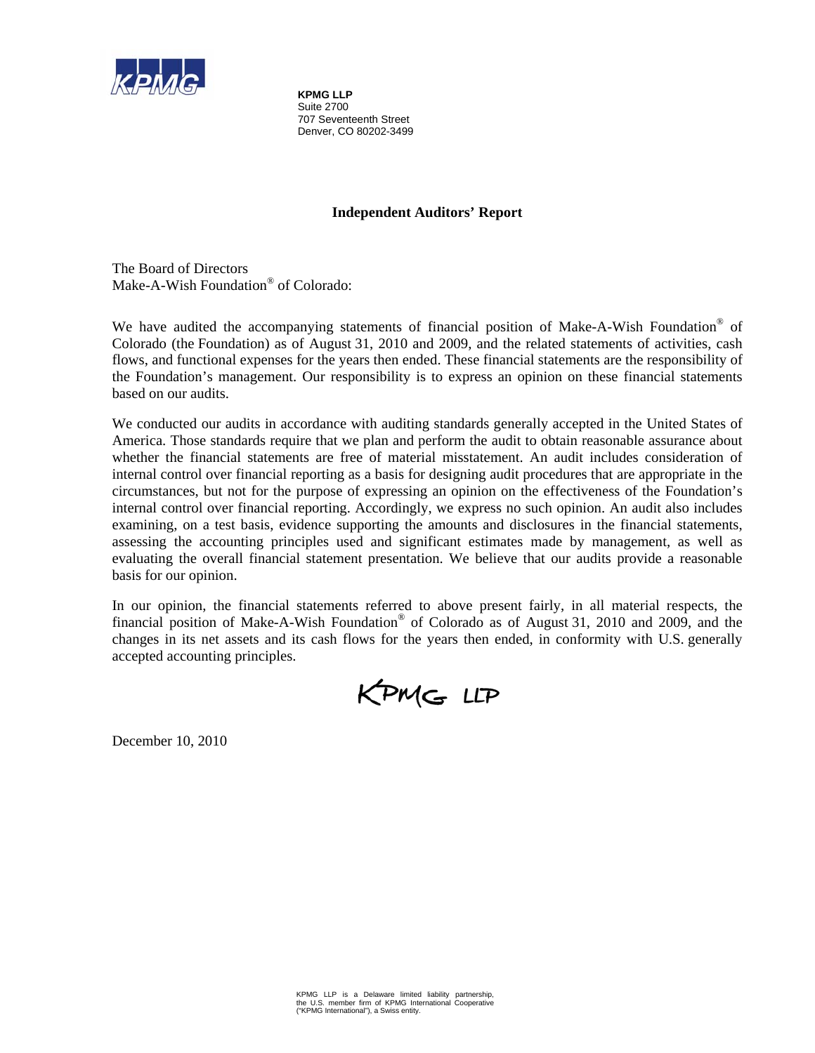**KPMG LLP**
Suite 2700
707 Seventeenth Street
Denver, CO 80202-3499

## Independent Auditors' Report

The Board of Directors
Make-A-Wish Foundation® of Colorado:

We have audited the accompanying statements of financial position of Make-A-Wish Foundation® of Colorado (the Foundation) as of August 31, 2010 and 2009, and the related statements of activities, cash flows, and functional expenses for the years then ended. These financial statements are the responsibility of the Foundation's management. Our responsibility is to express an opinion on these financial statements based on our audits.

We conducted our audits in accordance with auditing standards generally accepted in the United States of America. Those standards require that we plan and perform the audit to obtain reasonable assurance about whether the financial statements are free of material misstatement. An audit includes consideration of internal control over financial reporting as a basis for designing audit procedures that are appropriate in the circumstances, but not for the purpose of expressing an opinion on the effectiveness of the Foundation's internal control over financial reporting. Accordingly, we express no such opinion. An audit also includes examining, on a test basis, evidence supporting the amounts and disclosures in the financial statements, assessing the accounting principles used and significant estimates made by management, as well as evaluating the overall financial statement presentation. We believe that our audits provide a reasonable basis for our opinion.

In our opinion, the financial statements referred to above present fairly, in all material respects, the financial position of Make-A-Wish Foundation® of Colorado as of August 31, 2010 and 2009, and the changes in its net assets and its cash flows for the years then ended, in conformity with U.S. generally accepted accounting principles.

KPMG LLP

December 10, 2010

KPMG LLP is a Delaware limited liability partnership, the U.S. member firm of KPMG International Cooperative ("KPMG International"), a Swiss entity.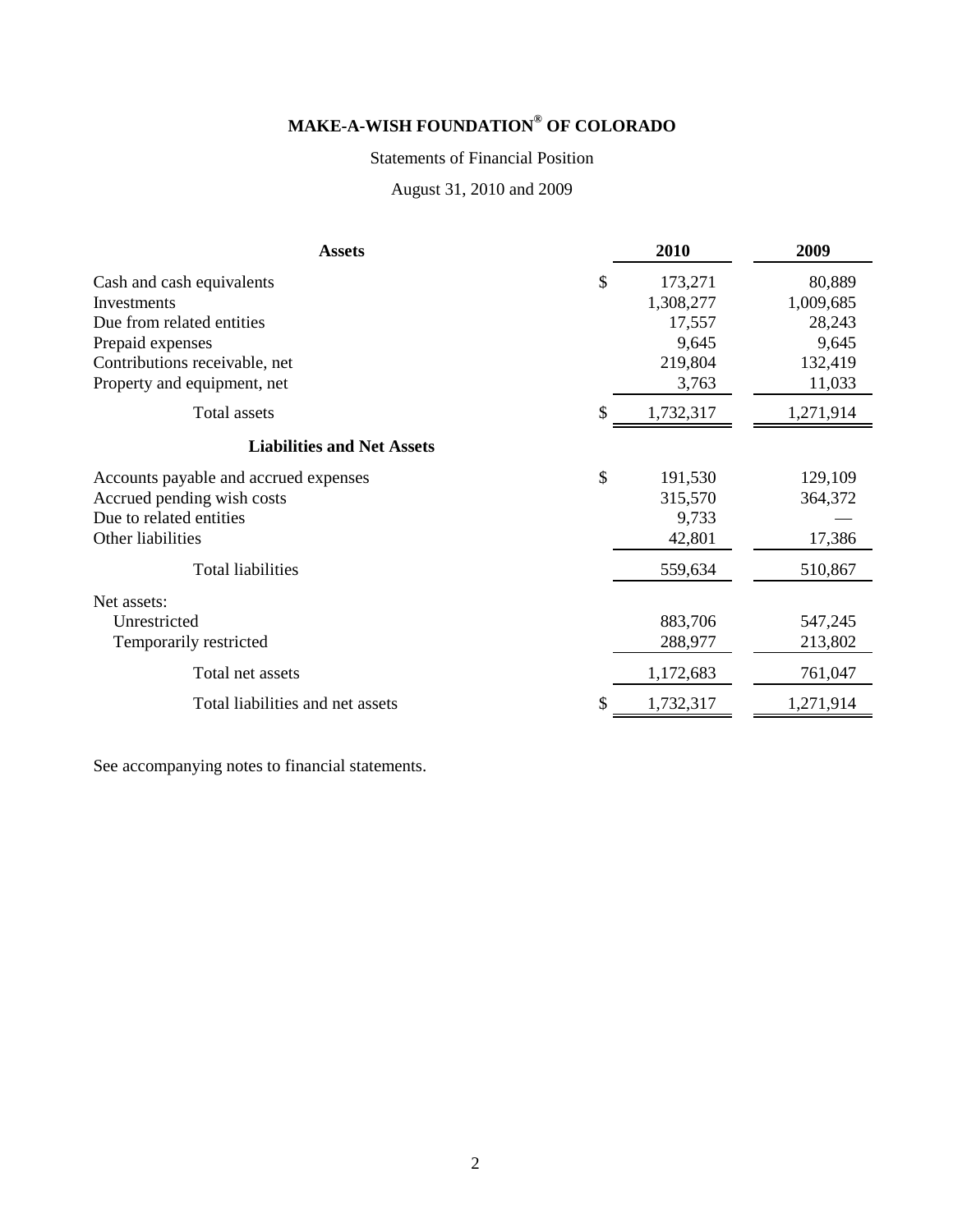# MAKE-A-WISH FOUNDATION® OF COLORADO

Statements of Financial Position

August 31, 2010 and 2009

| Assets | 2010 | 2009 |
|---|---|---|
| Cash and cash equivalents | $ 173,271 | 80,889 |
| Investments | 1,308,277 | 1,009,685 |
| Due from related entities | 17,557 | 28,243 |
| Prepaid expenses | 9,645 | 9,645 |
| Contributions receivable, net | 219,804 | 132,419 |
| Property and equipment, net | 3,763 | 11,033 |
| Total assets | $ 1,732,317 | 1,271,914 |
| **Liabilities and Net Assets** | | |
| Accounts payable and accrued expenses | $ 191,530 | 129,109 |
| Accrued pending wish costs | 315,570 | 364,372 |
| Due to related entities | 9,733 | — |
| Other liabilities | 42,801 | 17,386 |
| Total liabilities | 559,634 | 510,867 |
| Net assets: | | |
| Unrestricted | 883,706 | 547,245 |
| Temporarily restricted | 288,977 | 213,802 |
| Total net assets | 1,172,683 | 761,047 |
| Total liabilities and net assets | $ 1,732,317 | 1,271,914 |

See accompanying notes to financial statements.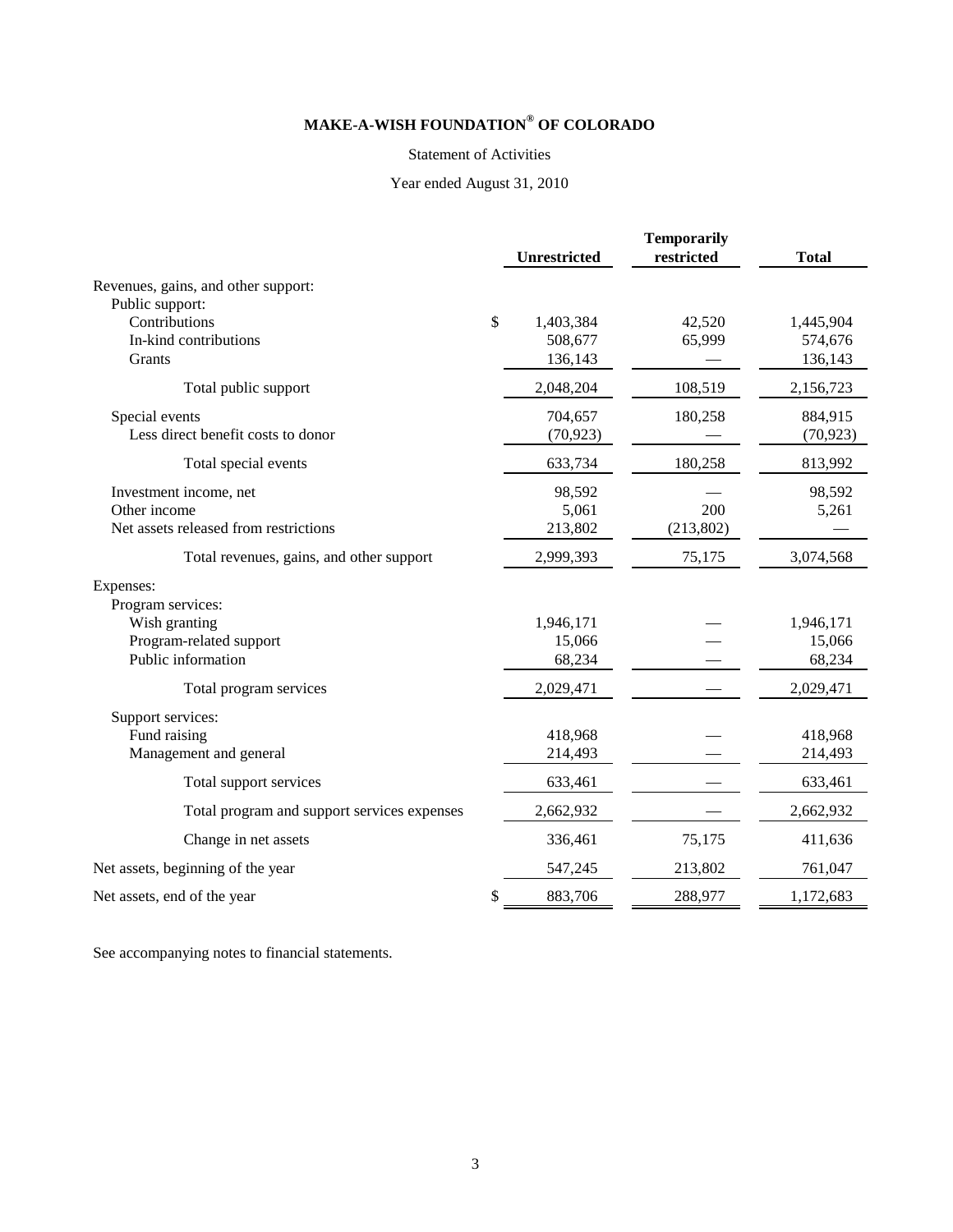# MAKE-A-WISH FOUNDATION® OF COLORADO

Statement of Activities

Year ended August 31, 2010

| | Unrestricted | Temporarily restricted | Total |
|---|---|---|---|
| Revenues, gains, and other support: | | | |
| Public support: | | | |
| Contributions | $ 1,403,384 | 42,520 | 1,445,904 |
| In-kind contributions | 508,677 | 65,999 | 574,676 |
| Grants | 136,143 | — | 136,143 |
| Total public support | 2,048,204 | 108,519 | 2,156,723 |
| Special events | 704,657 | 180,258 | 884,915 |
| Less direct benefit costs to donor | (70,923) | — | (70,923) |
| Total special events | 633,734 | 180,258 | 813,992 |
| Investment income, net | 98,592 | — | 98,592 |
| Other income | 5,061 | 200 | 5,261 |
| Net assets released from restrictions | 213,802 | (213,802) | — |
| Total revenues, gains, and other support | 2,999,393 | 75,175 | 3,074,568 |
| Expenses: | | | |
| Program services: | | | |
| Wish granting | 1,946,171 | — | 1,946,171 |
| Program-related support | 15,066 | — | 15,066 |
| Public information | 68,234 | — | 68,234 |
| Total program services | 2,029,471 | — | 2,029,471 |
| Support services: | | | |
| Fund raising | 418,968 | — | 418,968 |
| Management and general | 214,493 | — | 214,493 |
| Total support services | 633,461 | — | 633,461 |
| Total program and support services expenses | 2,662,932 | — | 2,662,932 |
| Change in net assets | 336,461 | 75,175 | 411,636 |
| Net assets, beginning of the year | 547,245 | 213,802 | 761,047 |
| Net assets, end of the year | $ 883,706 | 288,977 | 1,172,683 |

See accompanying notes to financial statements.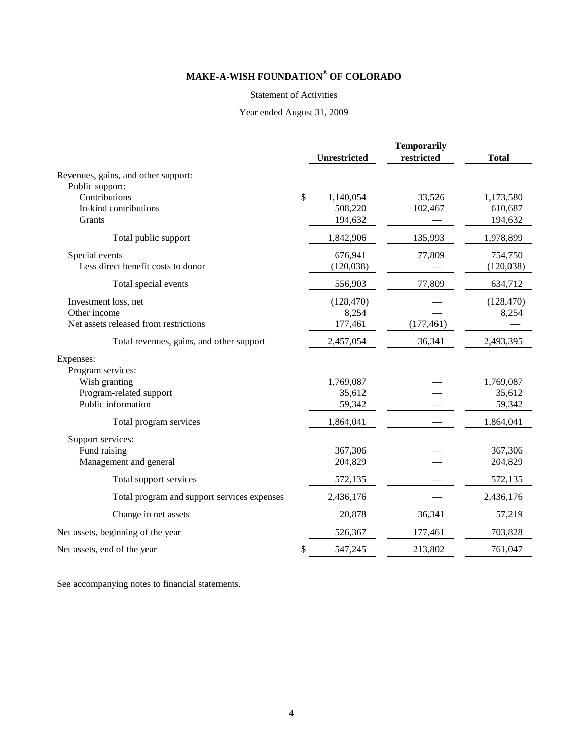# MAKE-A-WISH FOUNDATION® OF COLORADO

Statement of Activities

Year ended August 31, 2009

| | Unrestricted | Temporarily restricted | Total |
|---|---|---|---|
| Revenues, gains, and other support: | | | |
| Public support: | | | |
| Contributions | $ 1,140,054 | 33,526 | 1,173,580 |
| In-kind contributions | 508,220 | 102,467 | 610,687 |
| Grants | 194,632 | — | 194,632 |
| Total public support | 1,842,906 | 135,993 | 1,978,899 |
| Special events | 676,941 | 77,809 | 754,750 |
| Less direct benefit costs to donor | (120,038) | — | (120,038) |
| Total special events | 556,903 | 77,809 | 634,712 |
| Investment loss, net | (128,470) | — | (128,470) |
| Other income | 8,254 | — | 8,254 |
| Net assets released from restrictions | 177,461 | (177,461) | — |
| Total revenues, gains, and other support | 2,457,054 | 36,341 | 2,493,395 |
| Expenses: | | | |
| Program services: | | | |
| Wish granting | 1,769,087 | — | 1,769,087 |
| Program-related support | 35,612 | — | 35,612 |
| Public information | 59,342 | — | 59,342 |
| Total program services | 1,864,041 | — | 1,864,041 |
| Support services: | | | |
| Fund raising | 367,306 | — | 367,306 |
| Management and general | 204,829 | — | 204,829 |
| Total support services | 572,135 | — | 572,135 |
| Total program and support services expenses | 2,436,176 | — | 2,436,176 |
| Change in net assets | 20,878 | 36,341 | 57,219 |
| Net assets, beginning of the year | 526,367 | 177,461 | 703,828 |
| Net assets, end of the year | $ 547,245 | 213,802 | 761,047 |

See accompanying notes to financial statements.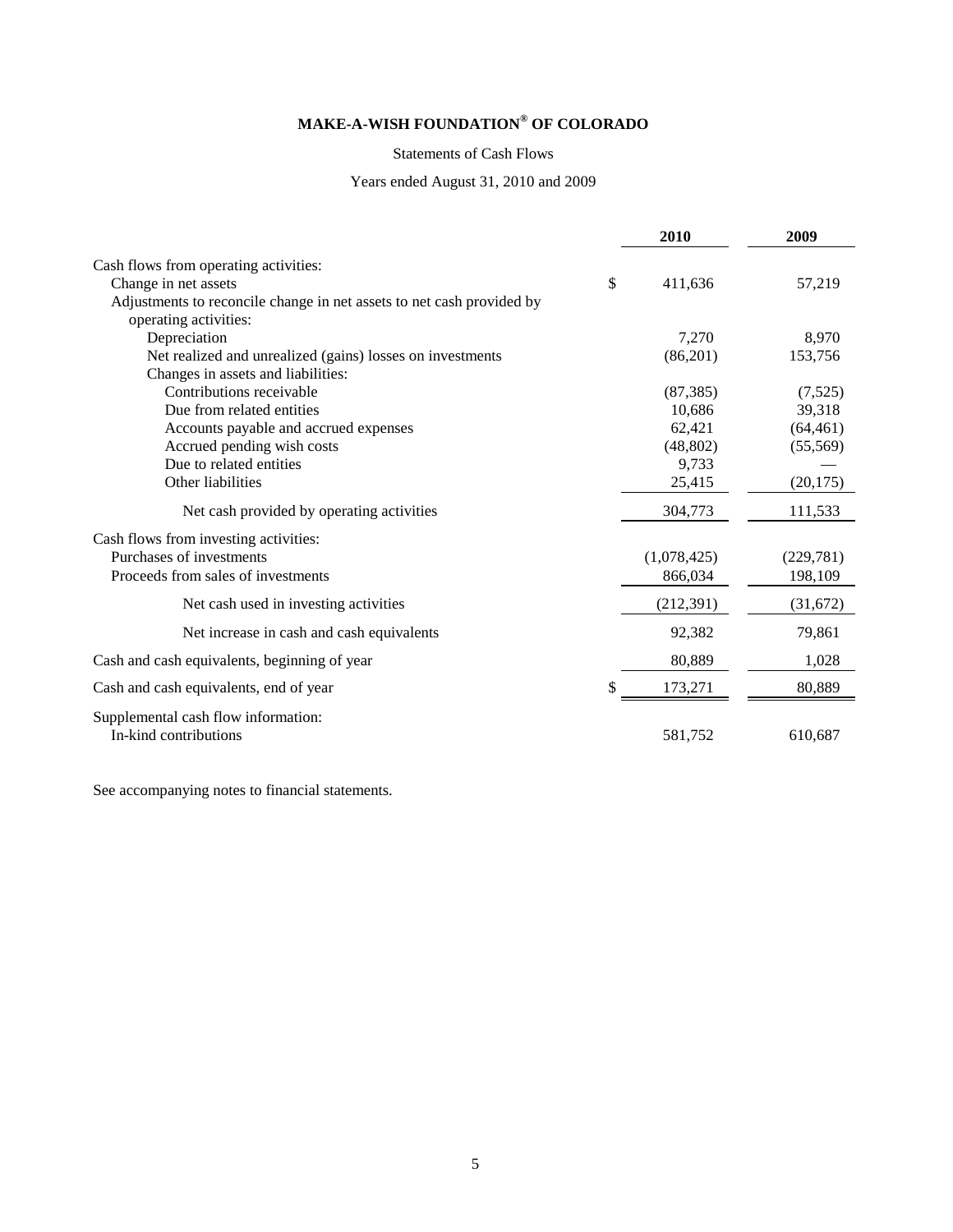# MAKE-A-WISH FOUNDATION® OF COLORADO

Statements of Cash Flows

Years ended August 31, 2010 and 2009

| | 2010 | 2009 |
|---|---|---|
| Cash flows from operating activities: | | |
| Change in net assets | $ 411,636 | 57,219 |
| Adjustments to reconcile change in net assets to net cash provided by operating activities: | | |
| Depreciation | 7,270 | 8,970 |
| Net realized and unrealized (gains) losses on investments | (86,201) | 153,756 |
| Changes in assets and liabilities: | | |
| Contributions receivable | (87,385) | (7,525) |
| Due from related entities | 10,686 | 39,318 |
| Accounts payable and accrued expenses | 62,421 | (64,461) |
| Accrued pending wish costs | (48,802) | (55,569) |
| Due to related entities | 9,733 | — |
| Other liabilities | 25,415 | (20,175) |
| Net cash provided by operating activities | 304,773 | 111,533 |
| Cash flows from investing activities: | | |
| Purchases of investments | (1,078,425) | (229,781) |
| Proceeds from sales of investments | 866,034 | 198,109 |
| Net cash used in investing activities | (212,391) | (31,672) |
| Net increase in cash and cash equivalents | 92,382 | 79,861 |
| Cash and cash equivalents, beginning of year | 80,889 | 1,028 |
| Cash and cash equivalents, end of year | $ 173,271 | 80,889 |
| Supplemental cash flow information: | | |
| In-kind contributions | 581,752 | 610,687 |

See accompanying notes to financial statements.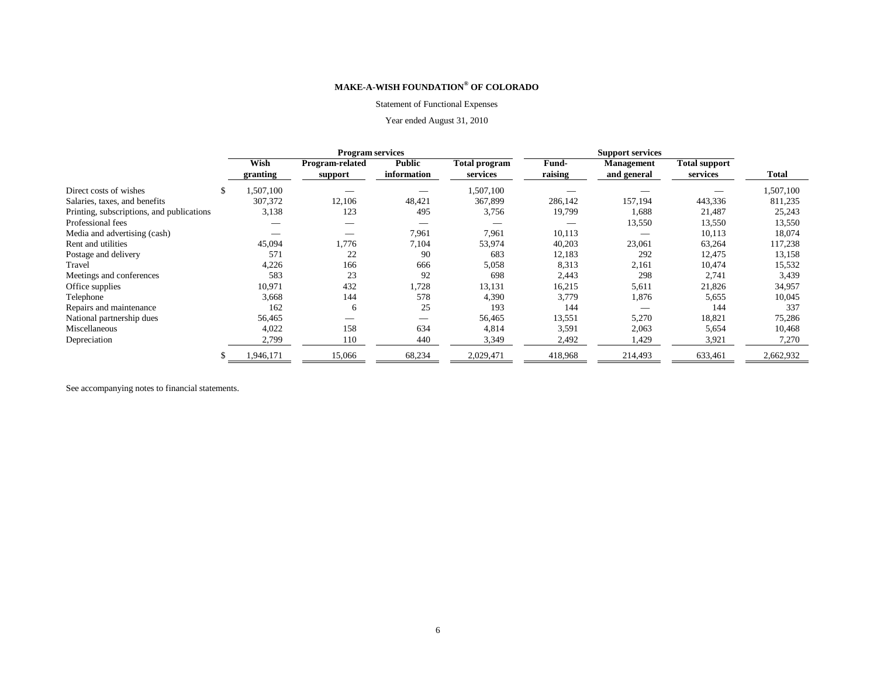# MAKE-A-WISH FOUNDATION® OF COLORADO

Statement of Functional Expenses

Year ended August 31, 2010

| | Program services | | | | Support services | | | |
|---|---|---|---|---|---|---|---|---|
| | Wish granting | Program-related support | Public information | Total program services | Fund-raising | Management and general | Total support services | Total |
| Direct costs of wishes | $ 1,507,100 | — | — | 1,507,100 | — | — | — | 1,507,100 |
| Salaries, taxes, and benefits | 307,372 | 12,106 | 48,421 | 367,899 | 286,142 | 157,194 | 443,336 | 811,235 |
| Printing, subscriptions, and publications | 3,138 | 123 | 495 | 3,756 | 19,799 | 1,688 | 21,487 | 25,243 |
| Professional fees | — | — | — | — | — | 13,550 | 13,550 | 13,550 |
| Media and advertising (cash) | — | — | 7,961 | 7,961 | 10,113 | — | 10,113 | 18,074 |
| Rent and utilities | 45,094 | 1,776 | 7,104 | 53,974 | 40,203 | 23,061 | 63,264 | 117,238 |
| Postage and delivery | 571 | 22 | 90 | 683 | 12,183 | 292 | 12,475 | 13,158 |
| Travel | 4,226 | 166 | 666 | 5,058 | 8,313 | 2,161 | 10,474 | 15,532 |
| Meetings and conferences | 583 | 23 | 92 | 698 | 2,443 | 298 | 2,741 | 3,439 |
| Office supplies | 10,971 | 432 | 1,728 | 13,131 | 16,215 | 5,611 | 21,826 | 34,957 |
| Telephone | 3,668 | 144 | 578 | 4,390 | 3,779 | 1,876 | 5,655 | 10,045 |
| Repairs and maintenance | 162 | 6 | 25 | 193 | 144 | — | 144 | 337 |
| National partnership dues | 56,465 | — | — | 56,465 | 13,551 | 5,270 | 18,821 | 75,286 |
| Miscellaneous | 4,022 | 158 | 634 | 4,814 | 3,591 | 2,063 | 5,654 | 10,468 |
| Depreciation | 2,799 | 110 | 440 | 3,349 | 2,492 | 1,429 | 3,921 | 7,270 |
| | $ 1,946,171 | 15,066 | 68,234 | 2,029,471 | 418,968 | 214,493 | 633,461 | 2,662,932 |

See accompanying notes to financial statements.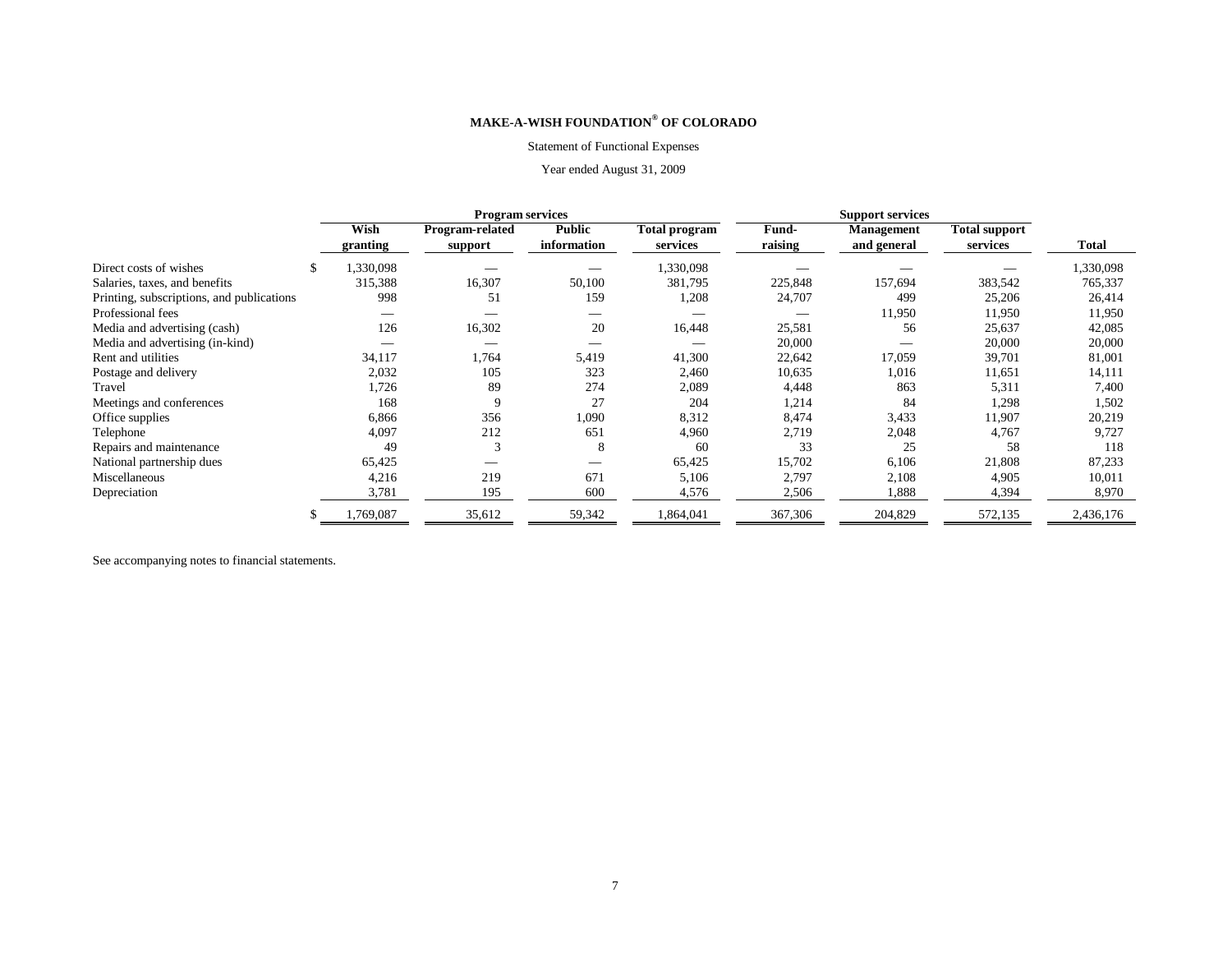# MAKE-A-WISH FOUNDATION® OF COLORADO

Statement of Functional Expenses

Year ended August 31, 2009

| | Program services | | | | Support services | | | |
|---|---|---|---|---|---|---|---|---|
| | Wish granting | Program-related support | Public information | Total program services | Fund-raising | Management and general | Total support services | Total |
| Direct costs of wishes | $ 1,330,098 | — | — | 1,330,098 | — | — | — | 1,330,098 |
| Salaries, taxes, and benefits | 315,388 | 16,307 | 50,100 | 381,795 | 225,848 | 157,694 | 383,542 | 765,337 |
| Printing, subscriptions, and publications | 998 | 51 | 159 | 1,208 | 24,707 | 499 | 25,206 | 26,414 |
| Professional fees | — | — | — | — | — | 11,950 | 11,950 | 11,950 |
| Media and advertising (cash) | 126 | 16,302 | 20 | 16,448 | 25,581 | 56 | 25,637 | 42,085 |
| Media and advertising (in-kind) | — | — | — | — | 20,000 | — | 20,000 | 20,000 |
| Rent and utilities | 34,117 | 1,764 | 5,419 | 41,300 | 22,642 | 17,059 | 39,701 | 81,001 |
| Postage and delivery | 2,032 | 105 | 323 | 2,460 | 10,635 | 1,016 | 11,651 | 14,111 |
| Travel | 1,726 | 89 | 274 | 2,089 | 4,448 | 863 | 5,311 | 7,400 |
| Meetings and conferences | 168 | 9 | 27 | 204 | 1,214 | 84 | 1,298 | 1,502 |
| Office supplies | 6,866 | 356 | 1,090 | 8,312 | 8,474 | 3,433 | 11,907 | 20,219 |
| Telephone | 4,097 | 212 | 651 | 4,960 | 2,719 | 2,048 | 4,767 | 9,727 |
| Repairs and maintenance | 49 | 3 | 8 | 60 | 33 | 25 | 58 | 118 |
| National partnership dues | 65,425 | — | — | 65,425 | 15,702 | 6,106 | 21,808 | 87,233 |
| Miscellaneous | 4,216 | 219 | 671 | 5,106 | 2,797 | 2,108 | 4,905 | 10,011 |
| Depreciation | 3,781 | 195 | 600 | 4,576 | 2,506 | 1,888 | 4,394 | 8,970 |
| | $ 1,769,087 | 35,612 | 59,342 | 1,864,041 | 367,306 | 204,829 | 572,135 | 2,436,176 |

See accompanying notes to financial statements.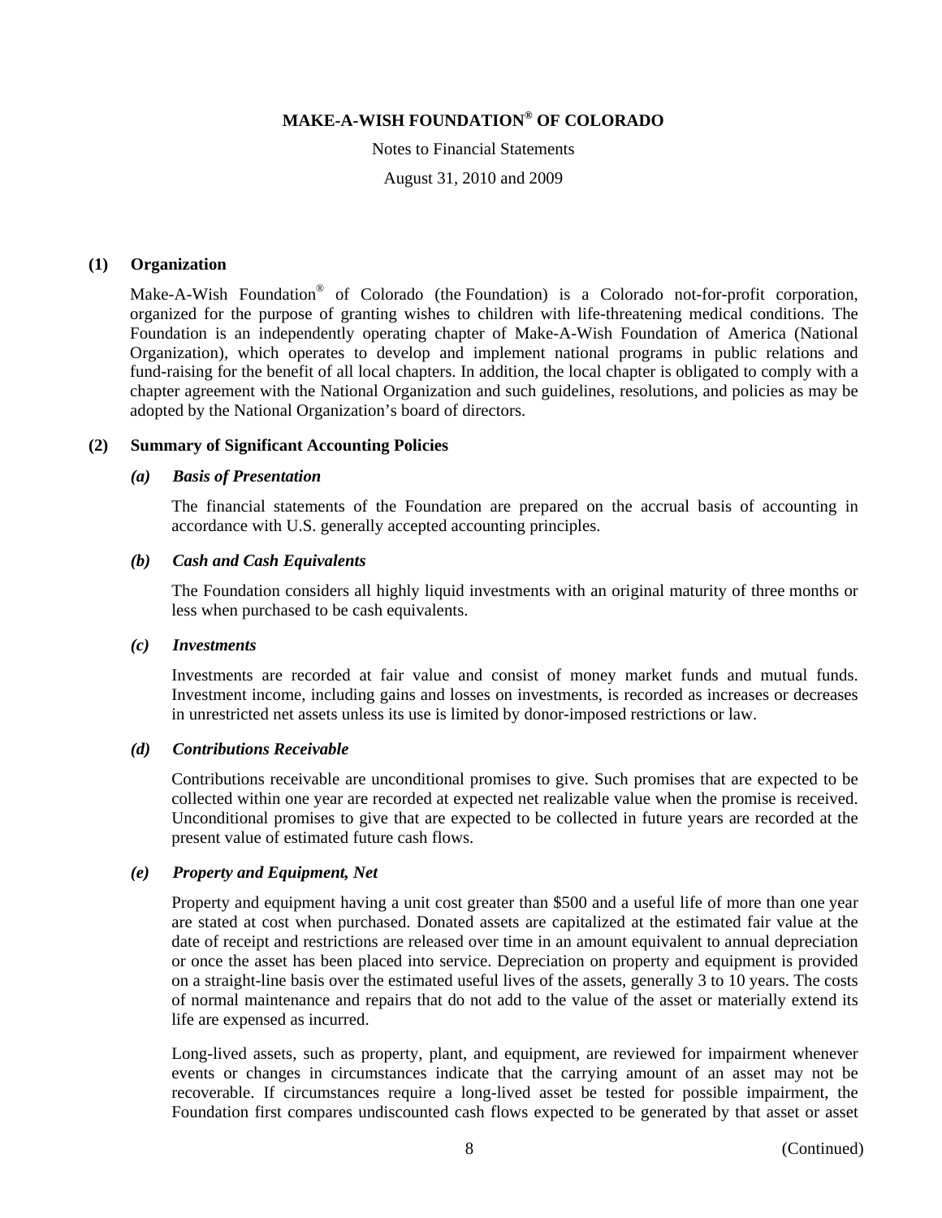# MAKE-A-WISH FOUNDATION® OF COLORADO

Notes to Financial Statements

August 31, 2010 and 2009

## (1) Organization

Make-A-Wish Foundation® of Colorado (the Foundation) is a Colorado not-for-profit corporation, organized for the purpose of granting wishes to children with life-threatening medical conditions. The Foundation is an independently operating chapter of Make-A-Wish Foundation of America (National Organization), which operates to develop and implement national programs in public relations and fund-raising for the benefit of all local chapters. In addition, the local chapter is obligated to comply with a chapter agreement with the National Organization and such guidelines, resolutions, and policies as may be adopted by the National Organization's board of directors.

## (2) Summary of Significant Accounting Policies

### *(a) Basis of Presentation*

The financial statements of the Foundation are prepared on the accrual basis of accounting in accordance with U.S. generally accepted accounting principles.

### *(b) Cash and Cash Equivalents*

The Foundation considers all highly liquid investments with an original maturity of three months or less when purchased to be cash equivalents.

### *(c) Investments*

Investments are recorded at fair value and consist of money market funds and mutual funds. Investment income, including gains and losses on investments, is recorded as increases or decreases in unrestricted net assets unless its use is limited by donor-imposed restrictions or law.

### *(d) Contributions Receivable*

Contributions receivable are unconditional promises to give. Such promises that are expected to be collected within one year are recorded at expected net realizable value when the promise is received. Unconditional promises to give that are expected to be collected in future years are recorded at the present value of estimated future cash flows.

### *(e) Property and Equipment, Net*

Property and equipment having a unit cost greater than $500 and a useful life of more than one year are stated at cost when purchased. Donated assets are capitalized at the estimated fair value at the date of receipt and restrictions are released over time in an amount equivalent to annual depreciation or once the asset has been placed into service. Depreciation on property and equipment is provided on a straight-line basis over the estimated useful lives of the assets, generally 3 to 10 years. The costs of normal maintenance and repairs that do not add to the value of the asset or materially extend its life are expensed as incurred.

Long-lived assets, such as property, plant, and equipment, are reviewed for impairment whenever events or changes in circumstances indicate that the carrying amount of an asset may not be recoverable. If circumstances require a long-lived asset be tested for possible impairment, the Foundation first compares undiscounted cash flows expected to be generated by that asset or asset

(Continued)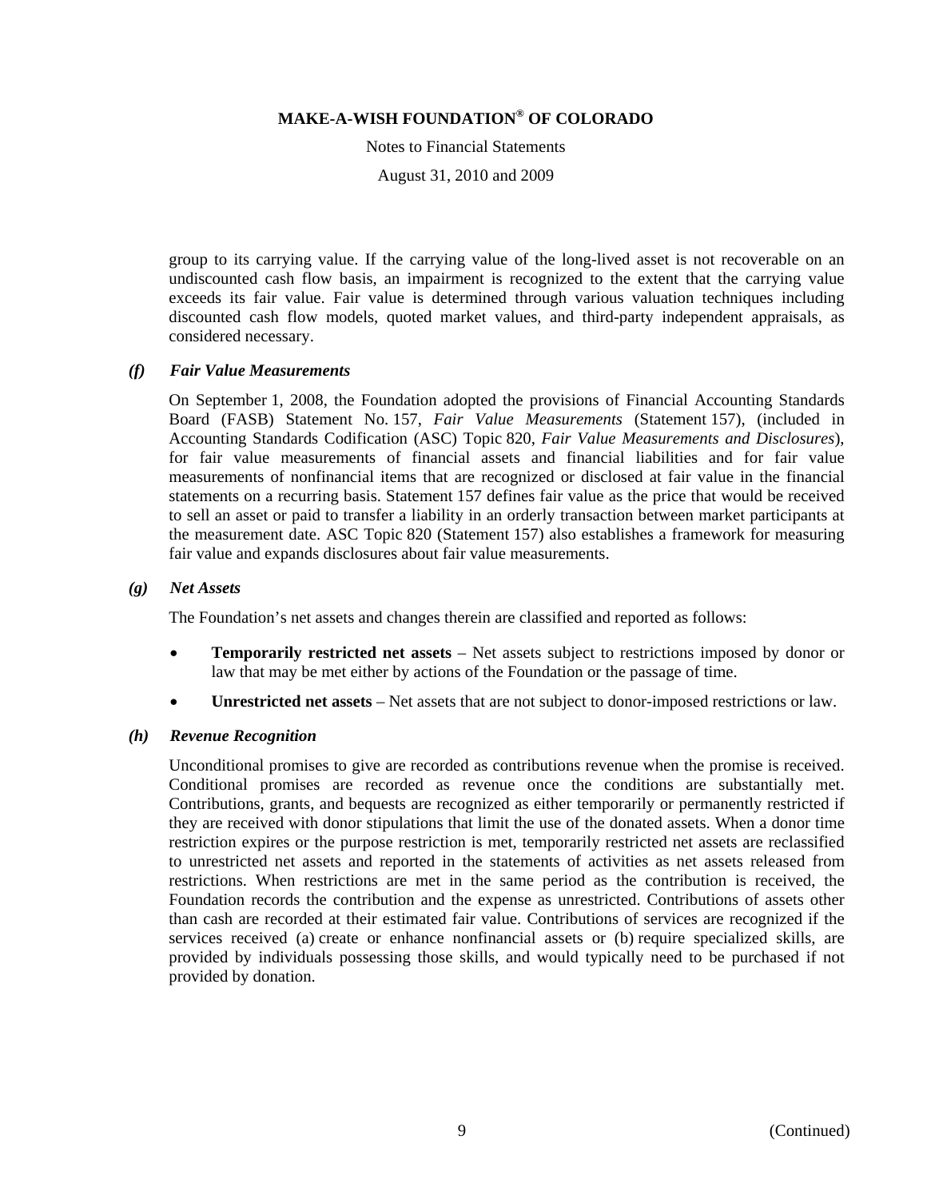group to its carrying value. If the carrying value of the long-lived asset is not recoverable on an undiscounted cash flow basis, an impairment is recognized to the extent that the carrying value exceeds its fair value. Fair value is determined through various valuation techniques including discounted cash flow models, quoted market values, and third-party independent appraisals, as considered necessary.

### *(f) Fair Value Measurements*

On September 1, 2008, the Foundation adopted the provisions of Financial Accounting Standards Board (FASB) Statement No. 157, *Fair Value Measurements* (Statement 157), (included in Accounting Standards Codification (ASC) Topic 820, *Fair Value Measurements and Disclosures*), for fair value measurements of financial assets and financial liabilities and for fair value measurements of nonfinancial items that are recognized or disclosed at fair value in the financial statements on a recurring basis. Statement 157 defines fair value as the price that would be received to sell an asset or paid to transfer a liability in an orderly transaction between market participants at the measurement date. ASC Topic 820 (Statement 157) also establishes a framework for measuring fair value and expands disclosures about fair value measurements.

### *(g) Net Assets*

The Foundation's net assets and changes therein are classified and reported as follows:

- **Temporarily restricted net assets** – Net assets subject to restrictions imposed by donor or law that may be met either by actions of the Foundation or the passage of time.
- **Unrestricted net assets** – Net assets that are not subject to donor-imposed restrictions or law.

### *(h) Revenue Recognition*

Unconditional promises to give are recorded as contributions revenue when the promise is received. Conditional promises are recorded as revenue once the conditions are substantially met. Contributions, grants, and bequests are recognized as either temporarily or permanently restricted if they are received with donor stipulations that limit the use of the donated assets. When a donor time restriction expires or the purpose restriction is met, temporarily restricted net assets are reclassified to unrestricted net assets and reported in the statements of activities as net assets released from restrictions. When restrictions are met in the same period as the contribution is received, the Foundation records the contribution and the expense as unrestricted. Contributions of assets other than cash are recorded at their estimated fair value. Contributions of services are recognized if the services received (a) create or enhance nonfinancial assets or (b) require specialized skills, are provided by individuals possessing those skills, and would typically need to be purchased if not provided by donation.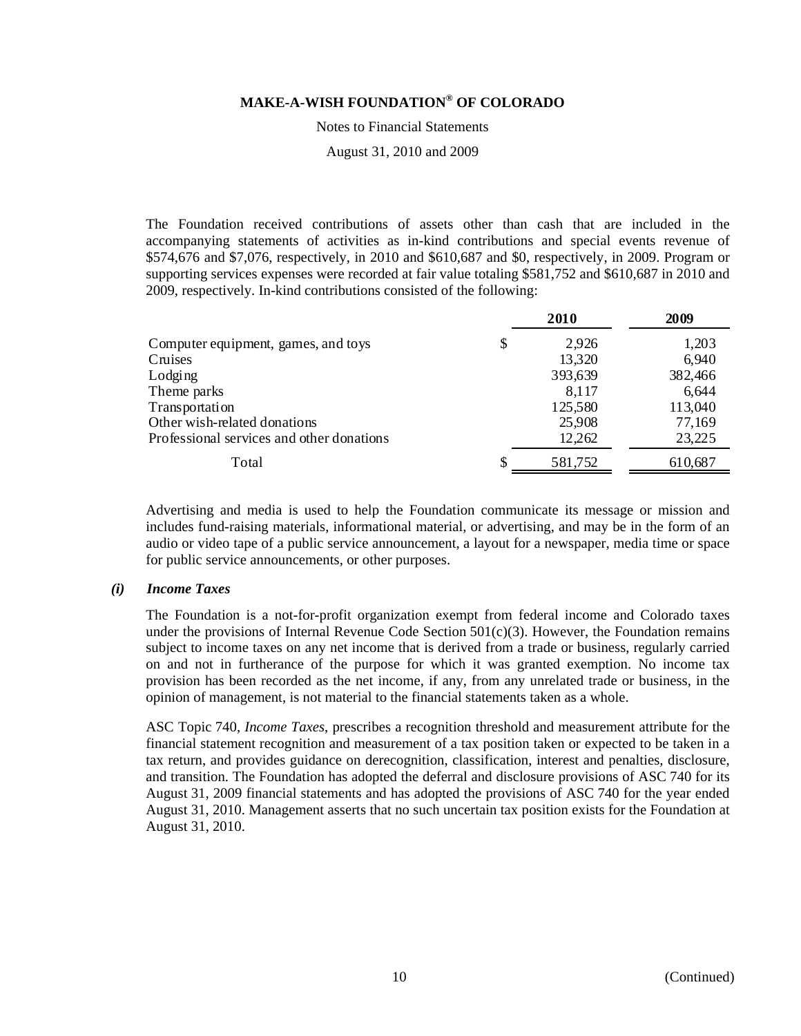The Foundation received contributions of assets other than cash that are included in the accompanying statements of activities as in-kind contributions and special events revenue of $574,676 and $7,076, respectively, in 2010 and $610,687 and $0, respectively, in 2009. Program or supporting services expenses were recorded at fair value totaling $581,752 and $610,687 in 2010 and 2009, respectively. In-kind contributions consisted of the following:

| | 2010 | 2009 |
|---|---|---|
| Computer equipment, games, and toys | $ 2,926 | 1,203 |
| Cruises | 13,320 | 6,940 |
| Lodging | 393,639 | 382,466 |
| Theme parks | 8,117 | 6,644 |
| Transportation | 125,580 | 113,040 |
| Other wish-related donations | 25,908 | 77,169 |
| Professional services and other donations | 12,262 | 23,225 |
| Total | $ 581,752 | 610,687 |

Advertising and media is used to help the Foundation communicate its message or mission and includes fund-raising materials, informational material, or advertising, and may be in the form of an audio or video tape of a public service announcement, a layout for a newspaper, media time or space for public service announcements, or other purposes.

### *(i) Income Taxes*

The Foundation is a not-for-profit organization exempt from federal income and Colorado taxes under the provisions of Internal Revenue Code Section 501(c)(3). However, the Foundation remains subject to income taxes on any net income that is derived from a trade or business, regularly carried on and not in furtherance of the purpose for which it was granted exemption. No income tax provision has been recorded as the net income, if any, from any unrelated trade or business, in the opinion of management, is not material to the financial statements taken as a whole.

ASC Topic 740, *Income Taxes*, prescribes a recognition threshold and measurement attribute for the financial statement recognition and measurement of a tax position taken or expected to be taken in a tax return, and provides guidance on derecognition, classification, interest and penalties, disclosure, and transition. The Foundation has adopted the deferral and disclosure provisions of ASC 740 for its August 31, 2009 financial statements and has adopted the provisions of ASC 740 for the year ended August 31, 2010. Management asserts that no such uncertain tax position exists for the Foundation at August 31, 2010.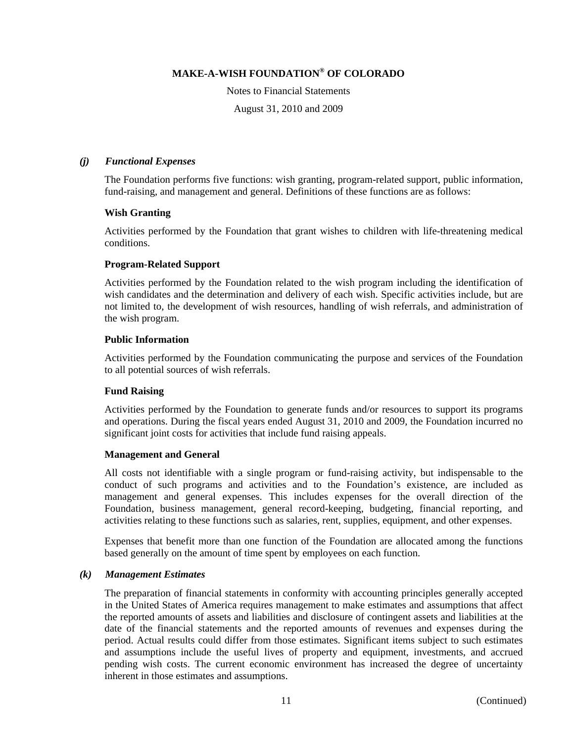*(j) Functional Expenses*

The Foundation performs five functions: wish granting, program-related support, public information, fund-raising, and management and general. Definitions of these functions are as follows:

**Wish Granting**

Activities performed by the Foundation that grant wishes to children with life-threatening medical conditions.

**Program-Related Support**

Activities performed by the Foundation related to the wish program including the identification of wish candidates and the determination and delivery of each wish. Specific activities include, but are not limited to, the development of wish resources, handling of wish referrals, and administration of the wish program.

**Public Information**

Activities performed by the Foundation communicating the purpose and services of the Foundation to all potential sources of wish referrals.

**Fund Raising**

Activities performed by the Foundation to generate funds and/or resources to support its programs and operations. During the fiscal years ended August 31, 2010 and 2009, the Foundation incurred no significant joint costs for activities that include fund raising appeals.

**Management and General**

All costs not identifiable with a single program or fund-raising activity, but indispensable to the conduct of such programs and activities and to the Foundation's existence, are included as management and general expenses. This includes expenses for the overall direction of the Foundation, business management, general record-keeping, budgeting, financial reporting, and activities relating to these functions such as salaries, rent, supplies, equipment, and other expenses.

Expenses that benefit more than one function of the Foundation are allocated among the functions based generally on the amount of time spent by employees on each function.

*(k) Management Estimates*

The preparation of financial statements in conformity with accounting principles generally accepted in the United States of America requires management to make estimates and assumptions that affect the reported amounts of assets and liabilities and disclosure of contingent assets and liabilities at the date of the financial statements and the reported amounts of revenues and expenses during the period. Actual results could differ from those estimates. Significant items subject to such estimates and assumptions include the useful lives of property and equipment, investments, and accrued pending wish costs. The current economic environment has increased the degree of uncertainty inherent in those estimates and assumptions.

(Continued)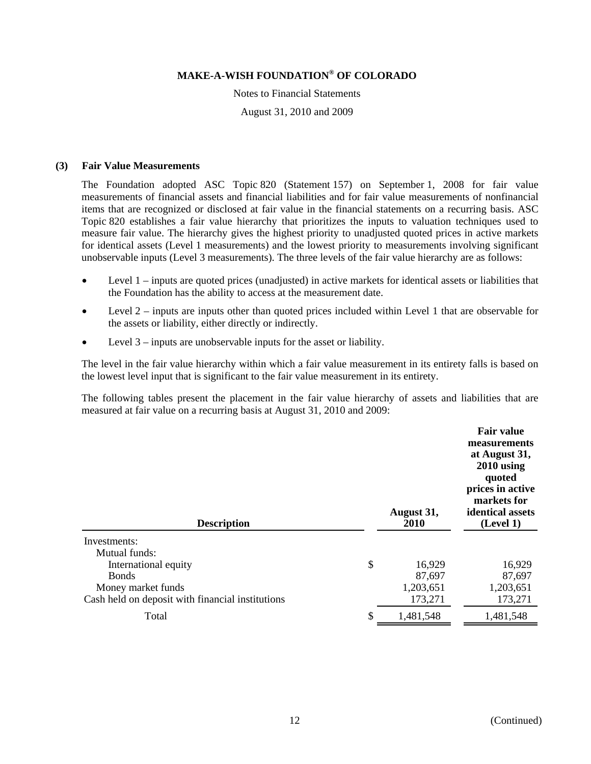**MAKE-A-WISH FOUNDATION® OF COLORADO**

Notes to Financial Statements

August 31, 2010 and 2009

**(3) Fair Value Measurements**

The Foundation adopted ASC Topic 820 (Statement 157) on September 1, 2008 for fair value measurements of financial assets and financial liabilities and for fair value measurements of nonfinancial items that are recognized or disclosed at fair value in the financial statements on a recurring basis. ASC Topic 820 establishes a fair value hierarchy that prioritizes the inputs to valuation techniques used to measure fair value. The hierarchy gives the highest priority to unadjusted quoted prices in active markets for identical assets (Level 1 measurements) and the lowest priority to measurements involving significant unobservable inputs (Level 3 measurements). The three levels of the fair value hierarchy are as follows:

- Level 1 – inputs are quoted prices (unadjusted) in active markets for identical assets or liabilities that the Foundation has the ability to access at the measurement date.
- Level 2 – inputs are inputs other than quoted prices included within Level 1 that are observable for the assets or liability, either directly or indirectly.
- Level 3 – inputs are unobservable inputs for the asset or liability.

The level in the fair value hierarchy within which a fair value measurement in its entirety falls is based on the lowest level input that is significant to the fair value measurement in its entirety.

The following tables present the placement in the fair value hierarchy of assets and liabilities that are measured at fair value on a recurring basis at August 31, 2010 and 2009:

| Description | August 31, 2010 | Fair value measurements at August 31, 2010 using quoted prices in active markets for identical assets (Level 1) |
|---|---|---|
| Investments: | | |
| Mutual funds: | | |
| International equity | $ 16,929 | 16,929 |
| Bonds | 87,697 | 87,697 |
| Money market funds | 1,203,651 | 1,203,651 |
| Cash held on deposit with financial institutions | 173,271 | 173,271 |
| Total | $ 1,481,548 | 1,481,548 |

(Continued)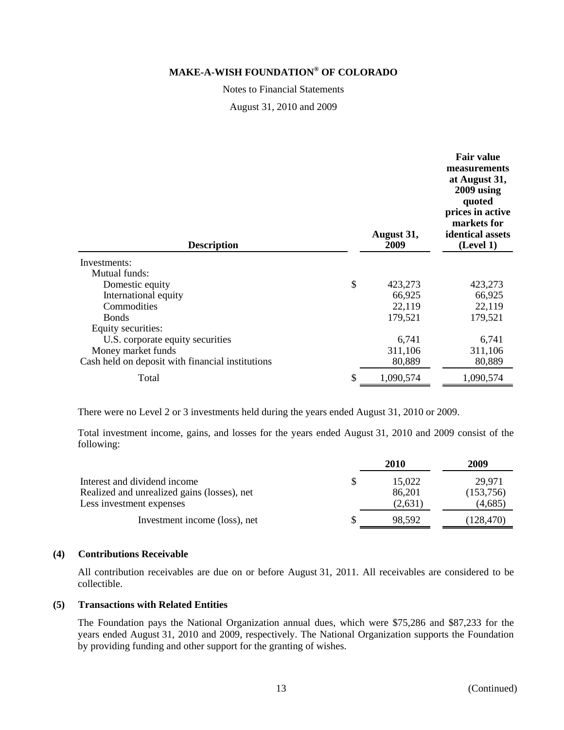| Description | August 31, 2009 | Fair value measurements at August 31, 2009 using quoted prices in active markets for identical assets (Level 1) |
|---|---|---|
| Investments: | | |
| Mutual funds: | | |
| Domestic equity | $ 423,273 | 423,273 |
| International equity | 66,925 | 66,925 |
| Commodities | 22,119 | 22,119 |
| Bonds | 179,521 | 179,521 |
| Equity securities: | | |
| U.S. corporate equity securities | 6,741 | 6,741 |
| Money market funds | 311,106 | 311,106 |
| Cash held on deposit with financial institutions | 80,889 | 80,889 |
| Total | $ 1,090,574 | 1,090,574 |

There were no Level 2 or 3 investments held during the years ended August 31, 2010 or 2009.

Total investment income, gains, and losses for the years ended August 31, 2010 and 2009 consist of the following:

| | 2010 | 2009 |
|---|---|---|
| Interest and dividend income | $ 15,022 | 29,971 |
| Realized and unrealized gains (losses), net | 86,201 | (153,756) |
| Less investment expenses | (2,631) | (4,685) |
| Investment income (loss), net | $ 98,592 | (128,470) |

## (4) Contributions Receivable

All contribution receivables are due on or before August 31, 2011. All receivables are considered to be collectible.

## (5) Transactions with Related Entities

The Foundation pays the National Organization annual dues, which were $75,286 and $87,233 for the years ended August 31, 2010 and 2009, respectively. The National Organization supports the Foundation by providing funding and other support for the granting of wishes.

(Continued)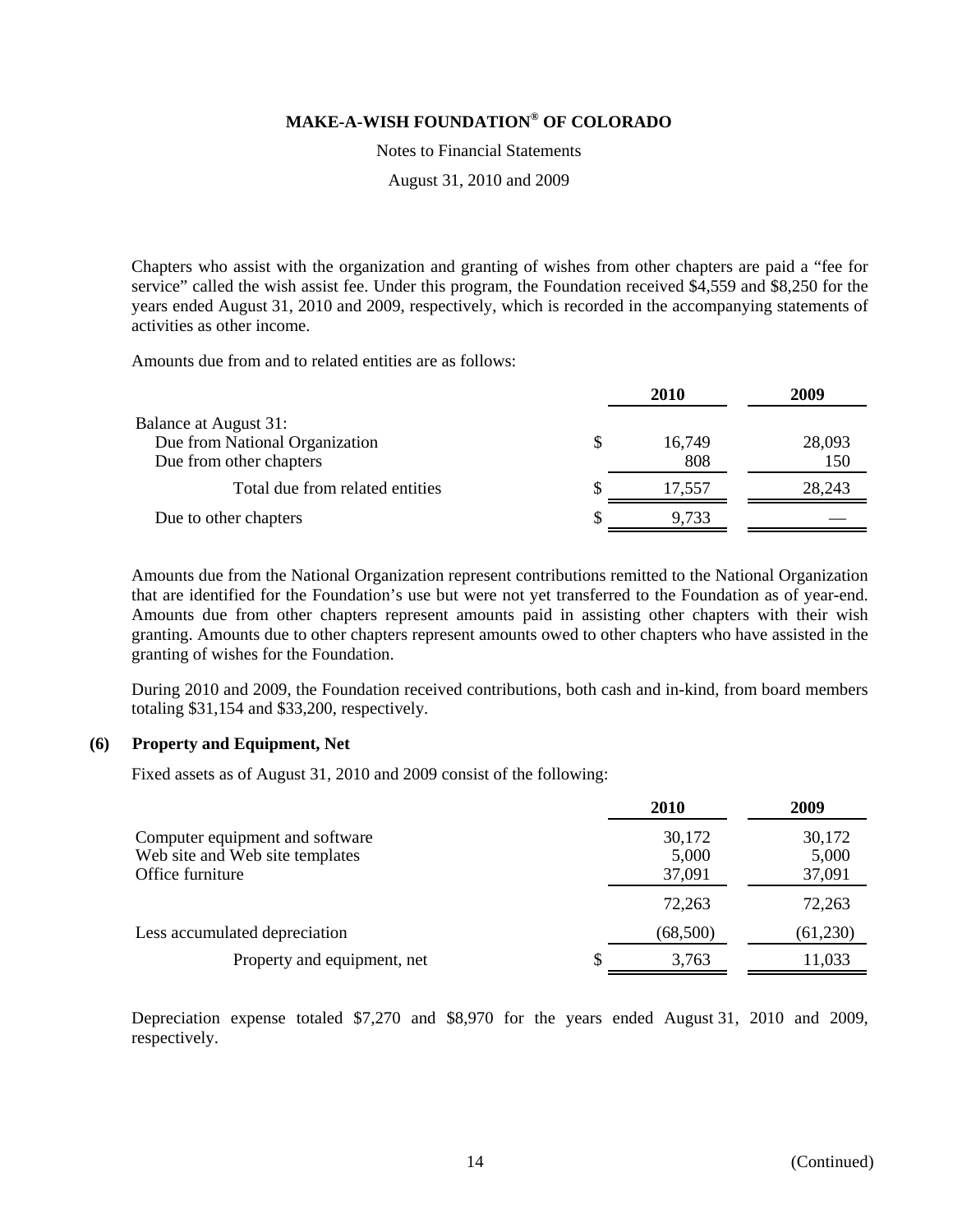Chapters who assist with the organization and granting of wishes from other chapters are paid a "fee for service" called the wish assist fee. Under this program, the Foundation received $4,559 and $8,250 for the years ended August 31, 2010 and 2009, respectively, which is recorded in the accompanying statements of activities as other income.

Amounts due from and to related entities are as follows:

| | | 2010 | 2009 |
|---|---|---|---|
| Balance at August 31: | | | |
| Due from National Organization | $ | 16,749 | 28,093 |
| Due from other chapters | | 808 | 150 |
| Total due from related entities | $ | 17,557 | 28,243 |
| Due to other chapters | $ | 9,733 | — |

Amounts due from the National Organization represent contributions remitted to the National Organization that are identified for the Foundation's use but were not yet transferred to the Foundation as of year-end. Amounts due from other chapters represent amounts paid in assisting other chapters with their wish granting. Amounts due to other chapters represent amounts owed to other chapters who have assisted in the granting of wishes for the Foundation.

During 2010 and 2009, the Foundation received contributions, both cash and in-kind, from board members totaling $31,154 and $33,200, respectively.

## (6) Property and Equipment, Net

Fixed assets as of August 31, 2010 and 2009 consist of the following:

| | | 2010 | 2009 |
|---|---|---|---|
| Computer equipment and software | | 30,172 | 30,172 |
| Web site and Web site templates | | 5,000 | 5,000 |
| Office furniture | | 37,091 | 37,091 |
| | | 72,263 | 72,263 |
| Less accumulated depreciation | | (68,500) | (61,230) |
| Property and equipment, net | $ | 3,763 | 11,033 |

Depreciation expense totaled $7,270 and $8,970 for the years ended August 31, 2010 and 2009, respectively.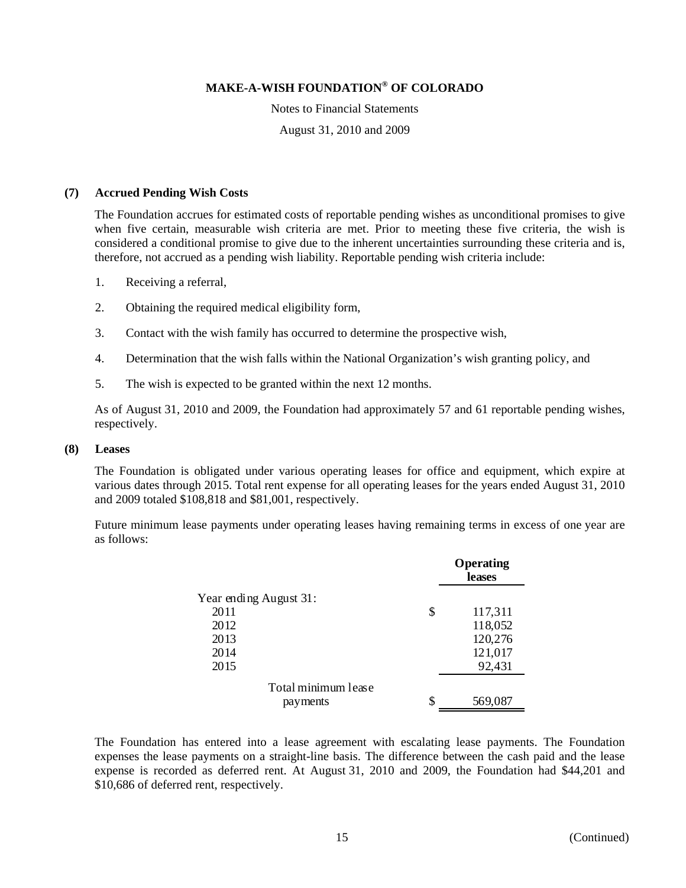# MAKE-A-WISH FOUNDATION® OF COLORADO

Notes to Financial Statements

August 31, 2010 and 2009

## (7) Accrued Pending Wish Costs

The Foundation accrues for estimated costs of reportable pending wishes as unconditional promises to give when five certain, measurable wish criteria are met. Prior to meeting these five criteria, the wish is considered a conditional promise to give due to the inherent uncertainties surrounding these criteria and is, therefore, not accrued as a pending wish liability. Reportable pending wish criteria include:

1. Receiving a referral,
2. Obtaining the required medical eligibility form,
3. Contact with the wish family has occurred to determine the prospective wish,
4. Determination that the wish falls within the National Organization's wish granting policy, and
5. The wish is expected to be granted within the next 12 months.

As of August 31, 2010 and 2009, the Foundation had approximately 57 and 61 reportable pending wishes, respectively.

## (8) Leases

The Foundation is obligated under various operating leases for office and equipment, which expire at various dates through 2015. Total rent expense for all operating leases for the years ended August 31, 2010 and 2009 totaled $108,818 and $81,001, respectively.

Future minimum lease payments under operating leases having remaining terms in excess of one year are as follows:

| | | Operating leases |
|---|---|---|
| Year ending August 31: | | |
| 2011 | $ | 117,311 |
| 2012 | | 118,052 |
| 2013 | | 120,276 |
| 2014 | | 121,017 |
| 2015 | | 92,431 |
| Total minimum lease payments | $ | 569,087 |

The Foundation has entered into a lease agreement with escalating lease payments. The Foundation expenses the lease payments on a straight-line basis. The difference between the cash paid and the lease expense is recorded as deferred rent. At August 31, 2010 and 2009, the Foundation had $44,201 and $10,686 of deferred rent, respectively.

(Continued)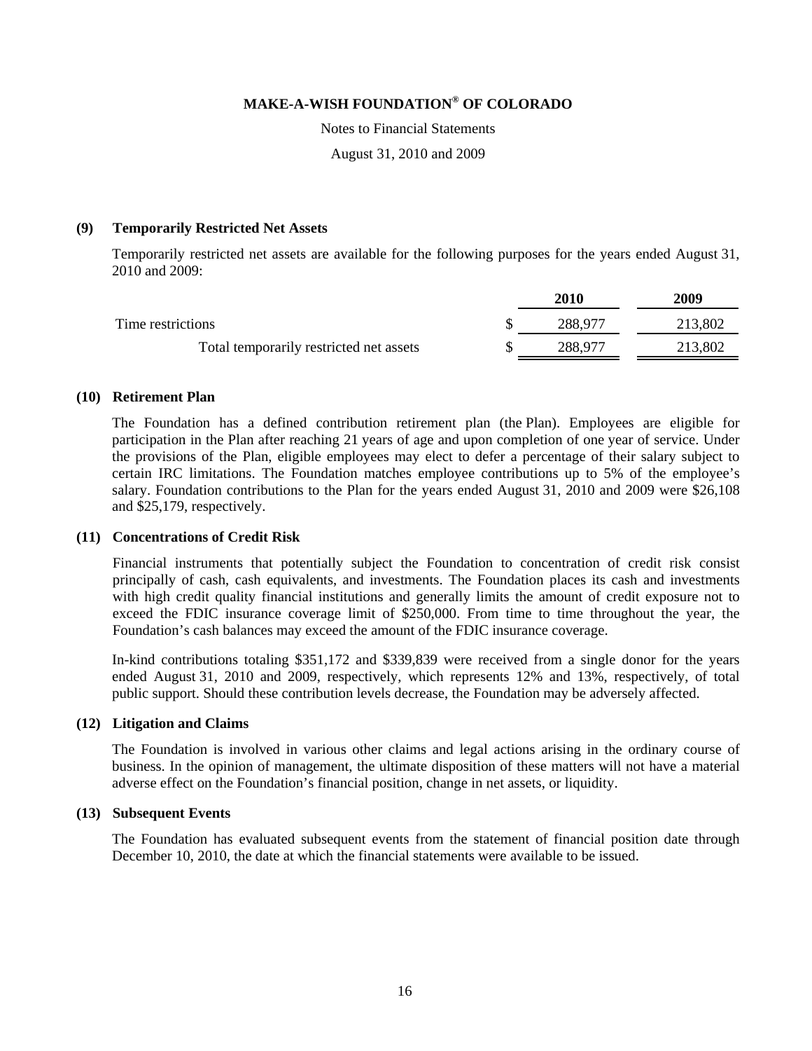# MAKE-A-WISH FOUNDATION® OF COLORADO

Notes to Financial Statements

August 31, 2010 and 2009

## (9) Temporarily Restricted Net Assets

Temporarily restricted net assets are available for the following purposes for the years ended August 31, 2010 and 2009:

| | 2010 | 2009 |
|---|---|---|
| Time restrictions | $ 288,977 | 213,802 |
| Total temporarily restricted net assets | $ 288,977 | 213,802 |

## (10) Retirement Plan

The Foundation has a defined contribution retirement plan (the Plan). Employees are eligible for participation in the Plan after reaching 21 years of age and upon completion of one year of service. Under the provisions of the Plan, eligible employees may elect to defer a percentage of their salary subject to certain IRC limitations. The Foundation matches employee contributions up to 5% of the employee's salary. Foundation contributions to the Plan for the years ended August 31, 2010 and 2009 were $26,108 and $25,179, respectively.

## (11) Concentrations of Credit Risk

Financial instruments that potentially subject the Foundation to concentration of credit risk consist principally of cash, cash equivalents, and investments. The Foundation places its cash and investments with high credit quality financial institutions and generally limits the amount of credit exposure not to exceed the FDIC insurance coverage limit of $250,000. From time to time throughout the year, the Foundation's cash balances may exceed the amount of the FDIC insurance coverage.

In-kind contributions totaling $351,172 and $339,839 were received from a single donor for the years ended August 31, 2010 and 2009, respectively, which represents 12% and 13%, respectively, of total public support. Should these contribution levels decrease, the Foundation may be adversely affected.

## (12) Litigation and Claims

The Foundation is involved in various other claims and legal actions arising in the ordinary course of business. In the opinion of management, the ultimate disposition of these matters will not have a material adverse effect on the Foundation's financial position, change in net assets, or liquidity.

## (13) Subsequent Events

The Foundation has evaluated subsequent events from the statement of financial position date through December 10, 2010, the date at which the financial statements were available to be issued.